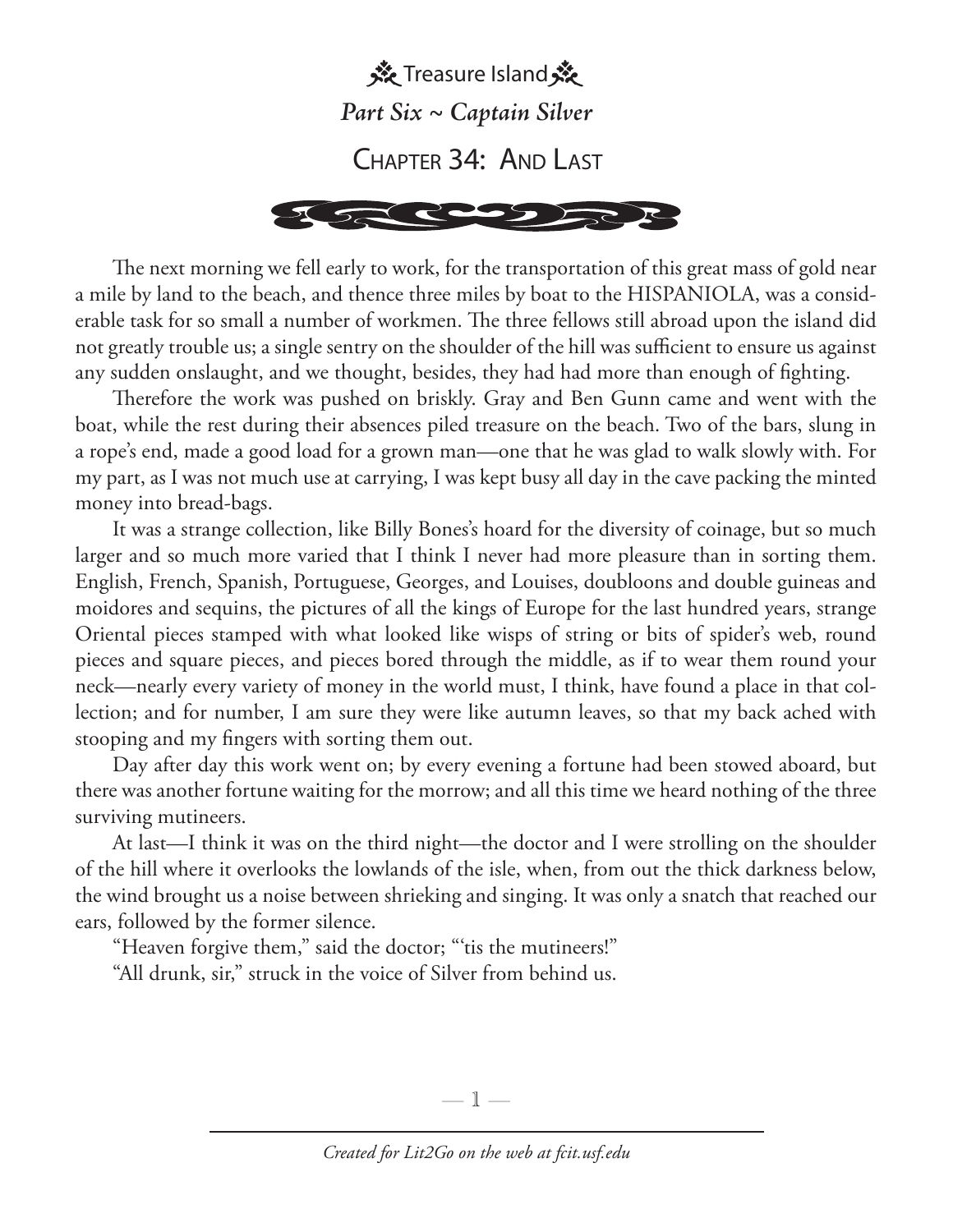# Treasure Island

## *Part Six ~ Captain Silver*

## Chapter 34: And Last

The next morning we fell early to work, for the transportation of this great mass of gold near a mile by land to the beach, and thence three miles by boat to the HISPANIOLA, was a considerable task for so small a number of workmen. The three fellows still abroad upon the island did not greatly trouble us; a single sentry on the shoulder of the hill was sufficient to ensure us against any sudden onslaught, and we thought, besides, they had had more than enough of fighting.

Therefore the work was pushed on briskly. Gray and Ben Gunn came and went with the boat, while the rest during their absences piled treasure on the beach. Two of the bars, slung in a rope's end, made a good load for a grown man—one that he was glad to walk slowly with. For my part, as I was not much use at carrying, I was kept busy all day in the cave packing the minted money into bread-bags.

It was a strange collection, like Billy Bones's hoard for the diversity of coinage, but so much larger and so much more varied that I think I never had more pleasure than in sorting them. English, French, Spanish, Portuguese, Georges, and Louises, doubloons and double guineas and moidores and sequins, the pictures of all the kings of Europe for the last hundred years, strange Oriental pieces stamped with what looked like wisps of string or bits of spider's web, round pieces and square pieces, and pieces bored through the middle, as if to wear them round your neck—nearly every variety of money in the world must, I think, have found a place in that collection; and for number, I am sure they were like autumn leaves, so that my back ached with stooping and my fingers with sorting them out.

Day after day this work went on; by every evening a fortune had been stowed aboard, but there was another fortune waiting for the morrow; and all this time we heard nothing of the three surviving mutineers.

At last—I think it was on the third night—the doctor and I were strolling on the shoulder of the hill where it overlooks the lowlands of the isle, when, from out the thick darkness below, the wind brought us a noise between shrieking and singing. It was only a snatch that reached our ears, followed by the former silence.

"Heaven forgive them," said the doctor; "'tis the mutineers!"

"All drunk, sir," struck in the voice of Silver from behind us.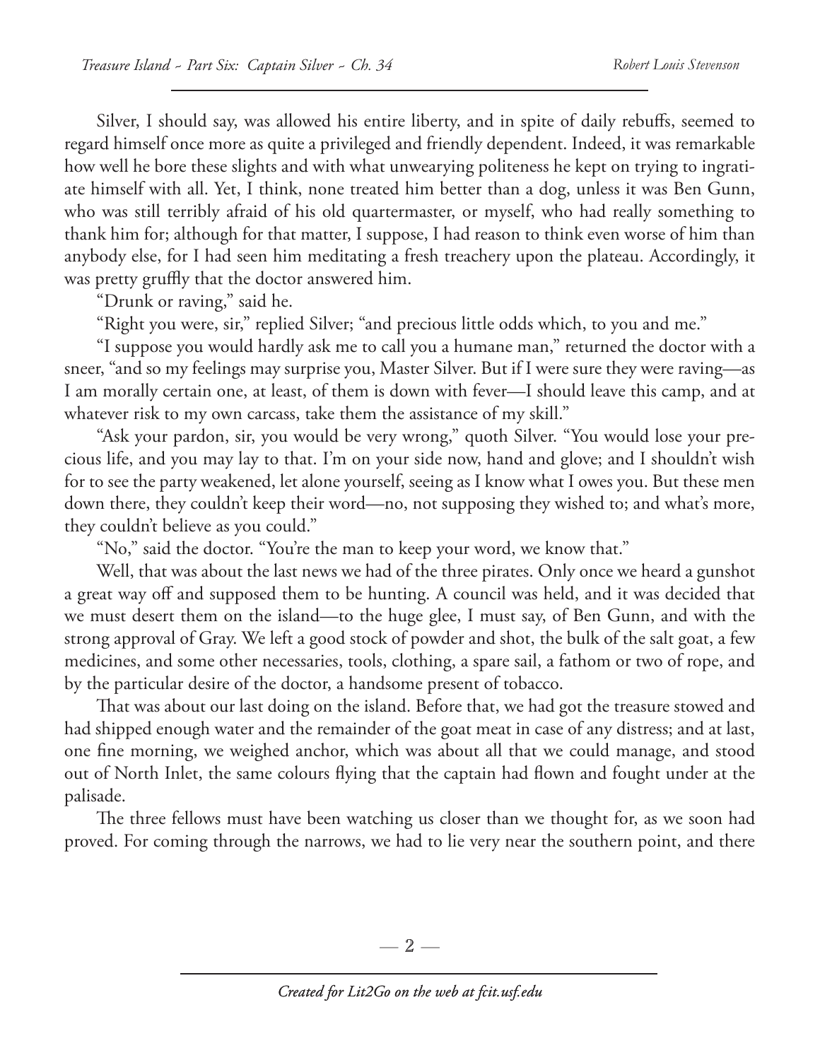Silver, I should say, was allowed his entire liberty, and in spite of daily rebuffs, seemed to regard himself once more as quite a privileged and friendly dependent. Indeed, it was remarkable how well he bore these slights and with what unwearying politeness he kept on trying to ingratiate himself with all. Yet, I think, none treated him better than a dog, unless it was Ben Gunn, who was still terribly afraid of his old quartermaster, or myself, who had really something to thank him for; although for that matter, I suppose, I had reason to think even worse of him than anybody else, for I had seen him meditating a fresh treachery upon the plateau. Accordingly, it was pretty gruffly that the doctor answered him.

"Drunk or raving," said he.

"Right you were, sir," replied Silver; "and precious little odds which, to you and me."

"I suppose you would hardly ask me to call you a humane man," returned the doctor with a sneer, "and so my feelings may surprise you, Master Silver. But if I were sure they were raving—as I am morally certain one, at least, of them is down with fever—I should leave this camp, and at whatever risk to my own carcass, take them the assistance of my skill."

"Ask your pardon, sir, you would be very wrong," quoth Silver. "You would lose your precious life, and you may lay to that. I'm on your side now, hand and glove; and I shouldn't wish for to see the party weakened, let alone yourself, seeing as I know what I owes you. But these men down there, they couldn't keep their word—no, not supposing they wished to; and what's more, they couldn't believe as you could."

"No," said the doctor. "You're the man to keep your word, we know that."

Well, that was about the last news we had of the three pirates. Only once we heard a gunshot a great way off and supposed them to be hunting. A council was held, and it was decided that we must desert them on the island—to the huge glee, I must say, of Ben Gunn, and with the strong approval of Gray. We left a good stock of powder and shot, the bulk of the salt goat, a few medicines, and some other necessaries, tools, clothing, a spare sail, a fathom or two of rope, and by the particular desire of the doctor, a handsome present of tobacco.

That was about our last doing on the island. Before that, we had got the treasure stowed and had shipped enough water and the remainder of the goat meat in case of any distress; and at last, one fine morning, we weighed anchor, which was about all that we could manage, and stood out of North Inlet, the same colours flying that the captain had flown and fought under at the palisade.

The three fellows must have been watching us closer than we thought for, as we soon had proved. For coming through the narrows, we had to lie very near the southern point, and there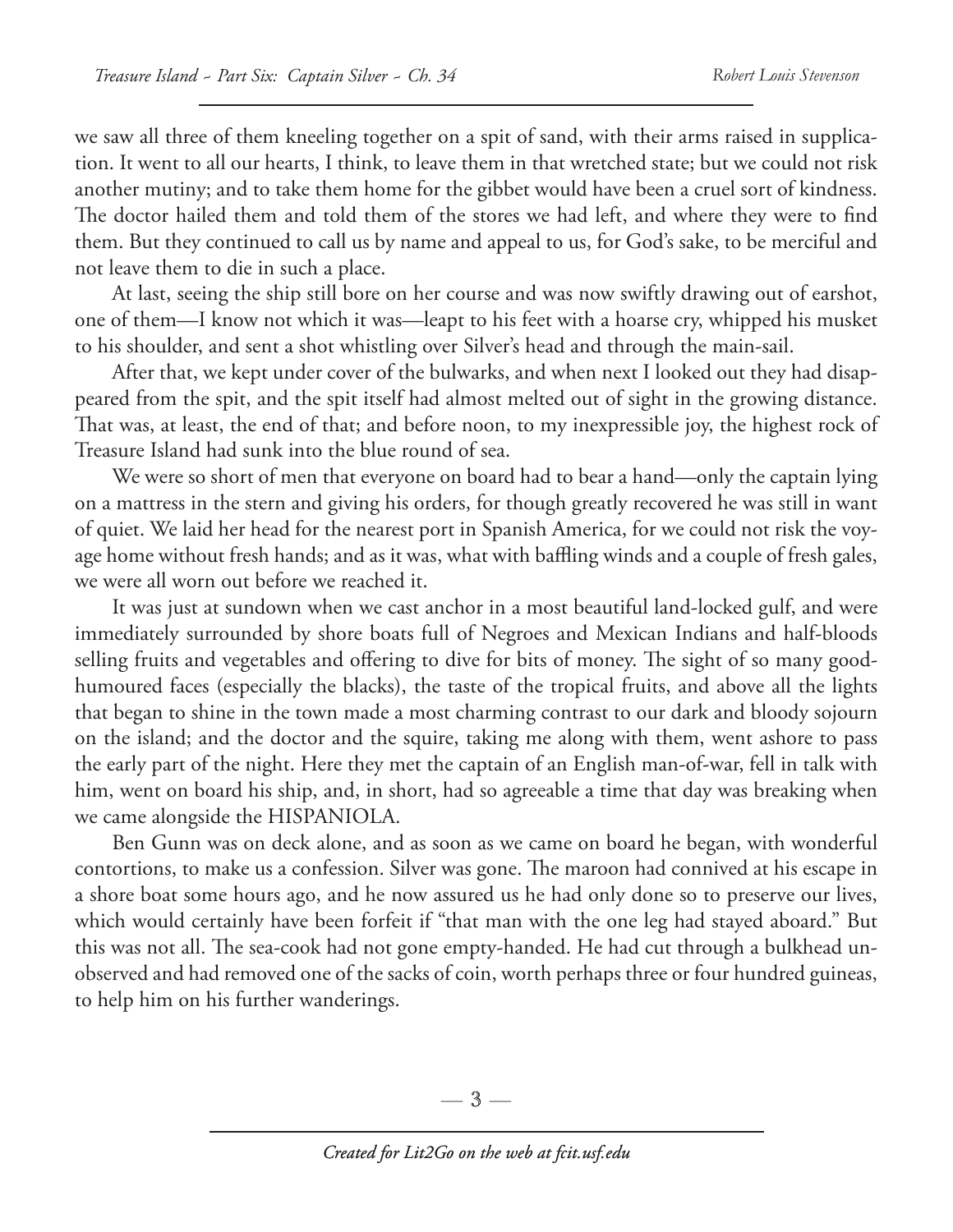we saw all three of them kneeling together on a spit of sand, with their arms raised in supplication. It went to all our hearts, I think, to leave them in that wretched state; but we could not risk another mutiny; and to take them home for the gibbet would have been a cruel sort of kindness. The doctor hailed them and told them of the stores we had left, and where they were to find them. But they continued to call us by name and appeal to us, for God's sake, to be merciful and not leave them to die in such a place.

At last, seeing the ship still bore on her course and was now swiftly drawing out of earshot, one of them—I know not which it was—leapt to his feet with a hoarse cry, whipped his musket to his shoulder, and sent a shot whistling over Silver's head and through the main-sail.

After that, we kept under cover of the bulwarks, and when next I looked out they had disappeared from the spit, and the spit itself had almost melted out of sight in the growing distance. That was, at least, the end of that; and before noon, to my inexpressible joy, the highest rock of Treasure Island had sunk into the blue round of sea.

We were so short of men that everyone on board had to bear a hand—only the captain lying on a mattress in the stern and giving his orders, for though greatly recovered he was still in want of quiet. We laid her head for the nearest port in Spanish America, for we could not risk the voyage home without fresh hands; and as it was, what with baffling winds and a couple of fresh gales, we were all worn out before we reached it.

It was just at sundown when we cast anchor in a most beautiful land-locked gulf, and were immediately surrounded by shore boats full of Negroes and Mexican Indians and half-bloods selling fruits and vegetables and offering to dive for bits of money. The sight of so many good-humoured faces (especially the blacks), the taste of the tropical fruits, and above all the lights that began to shine in the town made a most charming contrast to our dark and bloody sojourn on the island; and the doctor and the squire, taking me along with them, went ashore to pass the early part of the night. Here they met the captain of an English man-of-war, fell in talk with him, went on board his ship, and, in short, had so agreeable a time that day was breaking when we came alongside the HISPANIOLA.

Ben Gunn was on deck alone, and as soon as we came on board he began, with wonderful contortions, to make us a confession. Silver was gone. The maroon had connived at his escape in a shore boat some hours ago, and he now assured us he had only done so to preserve our lives, which would certainly have been forfeit if "that man with the one leg had stayed aboard." But this was not all. The sea-cook had not gone empty-handed. He had cut through a bulkhead unobserved and had removed one of the sacks of coin, worth perhaps three or four hundred guineas, to help him on his further wanderings.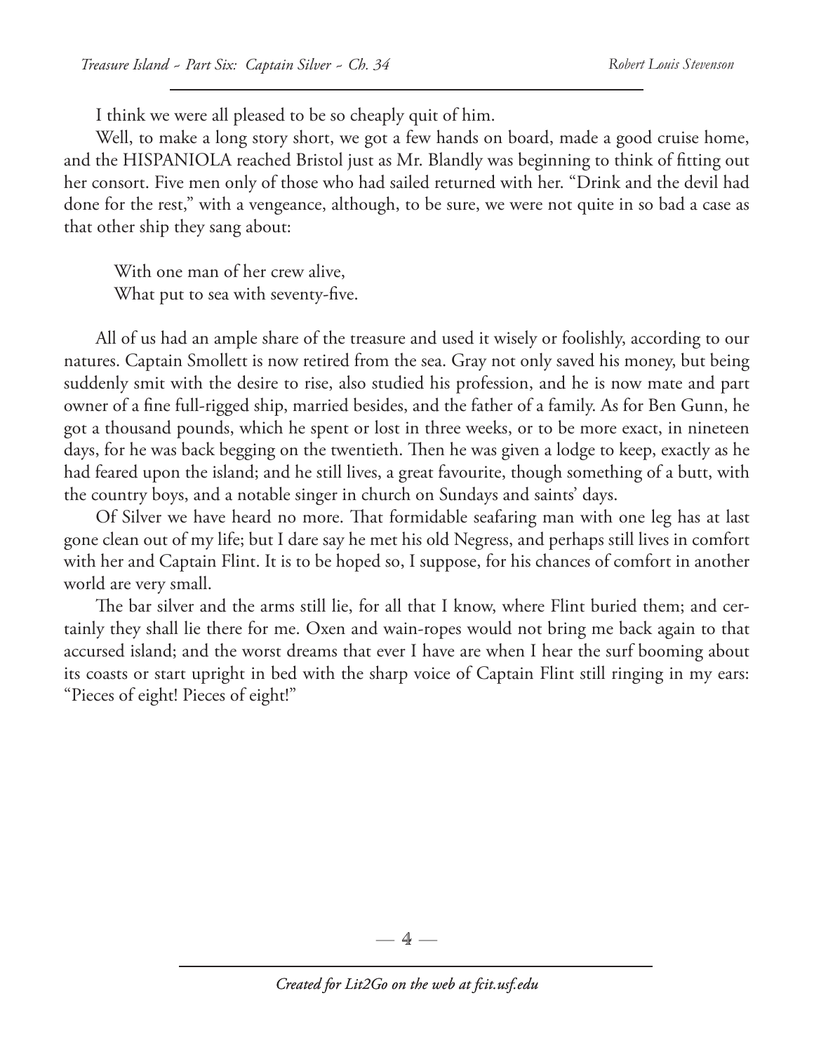I think we were all pleased to be so cheaply quit of him.

Well, to make a long story short, we got a few hands on board, made a good cruise home, and the HISPANIOLA reached Bristol just as Mr. Blandly was beginning to think of fitting out her consort. Five men only of those who had sailed returned with her. "Drink and the devil had done for the rest," with a vengeance, although, to be sure, we were not quite in so bad a case as that other ship they sang about:

> With one man of her crew alive,
> What put to sea with seventy-five.

All of us had an ample share of the treasure and used it wisely or foolishly, according to our natures. Captain Smollett is now retired from the sea. Gray not only saved his money, but being suddenly smit with the desire to rise, also studied his profession, and he is now mate and part owner of a fine full-rigged ship, married besides, and the father of a family. As for Ben Gunn, he got a thousand pounds, which he spent or lost in three weeks, or to be more exact, in nineteen days, for he was back begging on the twentieth. Then he was given a lodge to keep, exactly as he had feared upon the island; and he still lives, a great favourite, though something of a butt, with the country boys, and a notable singer in church on Sundays and saints' days.

Of Silver we have heard no more. That formidable seafaring man with one leg has at last gone clean out of my life; but I dare say he met his old Negress, and perhaps still lives in comfort with her and Captain Flint. It is to be hoped so, I suppose, for his chances of comfort in another world are very small.

The bar silver and the arms still lie, for all that I know, where Flint buried them; and certainly they shall lie there for me. Oxen and wain-ropes would not bring me back again to that accursed island; and the worst dreams that ever I have are when I hear the surf booming about its coasts or start upright in bed with the sharp voice of Captain Flint still ringing in my ears: "Pieces of eight! Pieces of eight!"